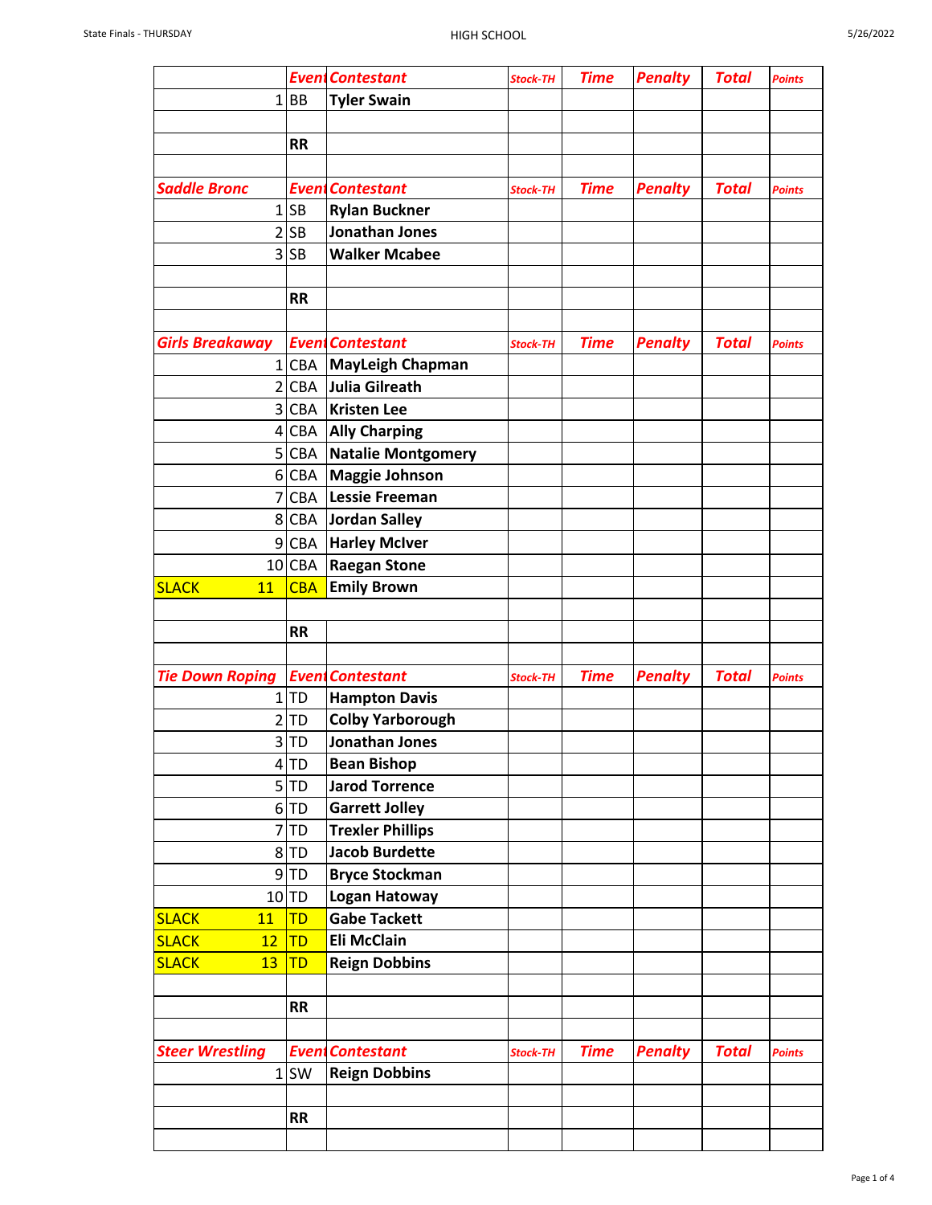| | Event | Contestant | Stock-TH | Time | Penalty | Total | Points |
|---|---|---|---|---|---|---|---|
| 1 | BB | **Tyler Swain** | | | | | |
| | | | | | | | |
| | **RR** | | | | | | |
| | | | | | | | |
| ***Saddle Bronc*** | ***Event*** | ***Contestant*** | ***Stock-TH*** | ***Time*** | ***Penalty*** | ***Total*** | ***Points*** |
| 1 | SB | **Rylan Buckner** | | | | | |
| 2 | SB | **Jonathan Jones** | | | | | |
| 3 | SB | **Walker Mcabee** | | | | | |
| | | | | | | | |
| | **RR** | | | | | | |
| | | | | | | | |
| ***Girls Breakaway*** | ***Event*** | ***Contestant*** | ***Stock-TH*** | ***Time*** | ***Penalty*** | ***Total*** | ***Points*** |
| 1 | CBA | **MayLeigh Chapman** | | | | | |
| 2 | CBA | **Julia Gilreath** | | | | | |
| 3 | CBA | **Kristen Lee** | | | | | |
| 4 | CBA | **Ally Charping** | | | | | |
| 5 | CBA | **Natalie Montgomery** | | | | | |
| 6 | CBA | **Maggie Johnson** | | | | | |
| 7 | CBA | **Lessie Freeman** | | | | | |
| 8 | CBA | **Jordan Salley** | | | | | |
| 9 | CBA | **Harley McIver** | | | | | |
| 10 | CBA | **Raegan Stone** | | | | | |
| SLACK 11 | CBA | **Emily Brown** | | | | | |
| | | | | | | | |
| | **RR** | | | | | | |
| | | | | | | | |
| ***Tie Down Roping*** | ***Event*** | ***Contestant*** | ***Stock-TH*** | ***Time*** | ***Penalty*** | ***Total*** | ***Points*** |
| 1 | TD | **Hampton Davis** | | | | | |
| 2 | TD | **Colby Yarborough** | | | | | |
| 3 | TD | **Jonathan Jones** | | | | | |
| 4 | TD | **Bean Bishop** | | | | | |
| 5 | TD | **Jarod Torrence** | | | | | |
| 6 | TD | **Garrett Jolley** | | | | | |
| 7 | TD | **Trexler Phillips** | | | | | |
| 8 | TD | **Jacob Burdette** | | | | | |
| 9 | TD | **Bryce Stockman** | | | | | |
| 10 | TD | **Logan Hatoway** | | | | | |
| SLACK 11 | TD | **Gabe Tackett** | | | | | |
| SLACK 12 | TD | **Eli McClain** | | | | | |
| SLACK 13 | TD | **Reign Dobbins** | | | | | |
| | | | | | | | |
| | **RR** | | | | | | |
| | | | | | | | |
| ***Steer Wrestling*** | ***Event*** | ***Contestant*** | ***Stock-TH*** | ***Time*** | ***Penalty*** | ***Total*** | ***Points*** |
| 1 | SW | **Reign Dobbins** | | | | | |
| | | | | | | | |
| | **RR** | | | | | | |
| | | | | | | | |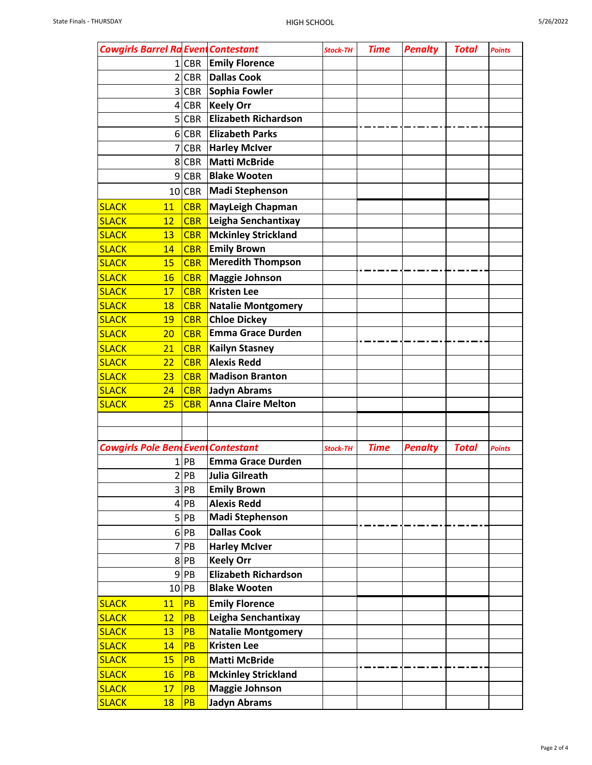| Cowgirls Barrel Ra | Event | Contestant | Stock-TH | Time | Penalty | Total | Points |
|---|---|---|---|---|---|---|---|
| 1 | CBR | Emily Florence | | | | | |
| 2 | CBR | Dallas Cook | | | | | |
| 3 | CBR | Sophia Fowler | | | | | |
| 4 | CBR | Keely Orr | | | | | |
| 5 | CBR | Elizabeth Richardson | | | | | |
| 6 | CBR | Elizabeth Parks | | | | | |
| 7 | CBR | Harley McIver | | | | | |
| 8 | CBR | Matti McBride | | | | | |
| 9 | CBR | Blake Wooten | | | | | |
| 10 | CBR | Madi Stephenson | | | | | |
| SLACK 11 | CBR | MayLeigh Chapman | | | | | |
| SLACK 12 | CBR | Leigha Senchantixay | | | | | |
| SLACK 13 | CBR | Mckinley Strickland | | | | | |
| SLACK 14 | CBR | Emily Brown | | | | | |
| SLACK 15 | CBR | Meredith Thompson | | | | | |
| SLACK 16 | CBR | Maggie Johnson | | | | | |
| SLACK 17 | CBR | Kristen Lee | | | | | |
| SLACK 18 | CBR | Natalie Montgomery | | | | | |
| SLACK 19 | CBR | Chloe Dickey | | | | | |
| SLACK 20 | CBR | Emma Grace Durden | | | | | |
| SLACK 21 | CBR | Kailyn Stasney | | | | | |
| SLACK 22 | CBR | Alexis Redd | | | | | |
| SLACK 23 | CBR | Madison Branton | | | | | |
| SLACK 24 | CBR | Jadyn Abrams | | | | | |
| SLACK 25 | CBR | Anna Claire Melton | | | | | |

| Cowgirls Pole Ben | Event | Contestant | Stock-TH | Time | Penalty | Total | Points |
|---|---|---|---|---|---|---|---|
| 1 | PB | Emma Grace Durden | | | | | |
| 2 | PB | Julia Gilreath | | | | | |
| 3 | PB | Emily Brown | | | | | |
| 4 | PB | Alexis Redd | | | | | |
| 5 | PB | Madi Stephenson | | | | | |
| 6 | PB | Dallas Cook | | | | | |
| 7 | PB | Harley McIver | | | | | |
| 8 | PB | Keely Orr | | | | | |
| 9 | PB | Elizabeth Richardson | | | | | |
| 10 | PB | Blake Wooten | | | | | |
| SLACK 11 | PB | Emily Florence | | | | | |
| SLACK 12 | PB | Leigha Senchantixay | | | | | |
| SLACK 13 | PB | Natalie Montgomery | | | | | |
| SLACK 14 | PB | Kristen Lee | | | | | |
| SLACK 15 | PB | Matti McBride | | | | | |
| SLACK 16 | PB | Mckinley Strickland | | | | | |
| SLACK 17 | PB | Maggie Johnson | | | | | |
| SLACK 18 | PB | Jadyn Abrams | | | | | |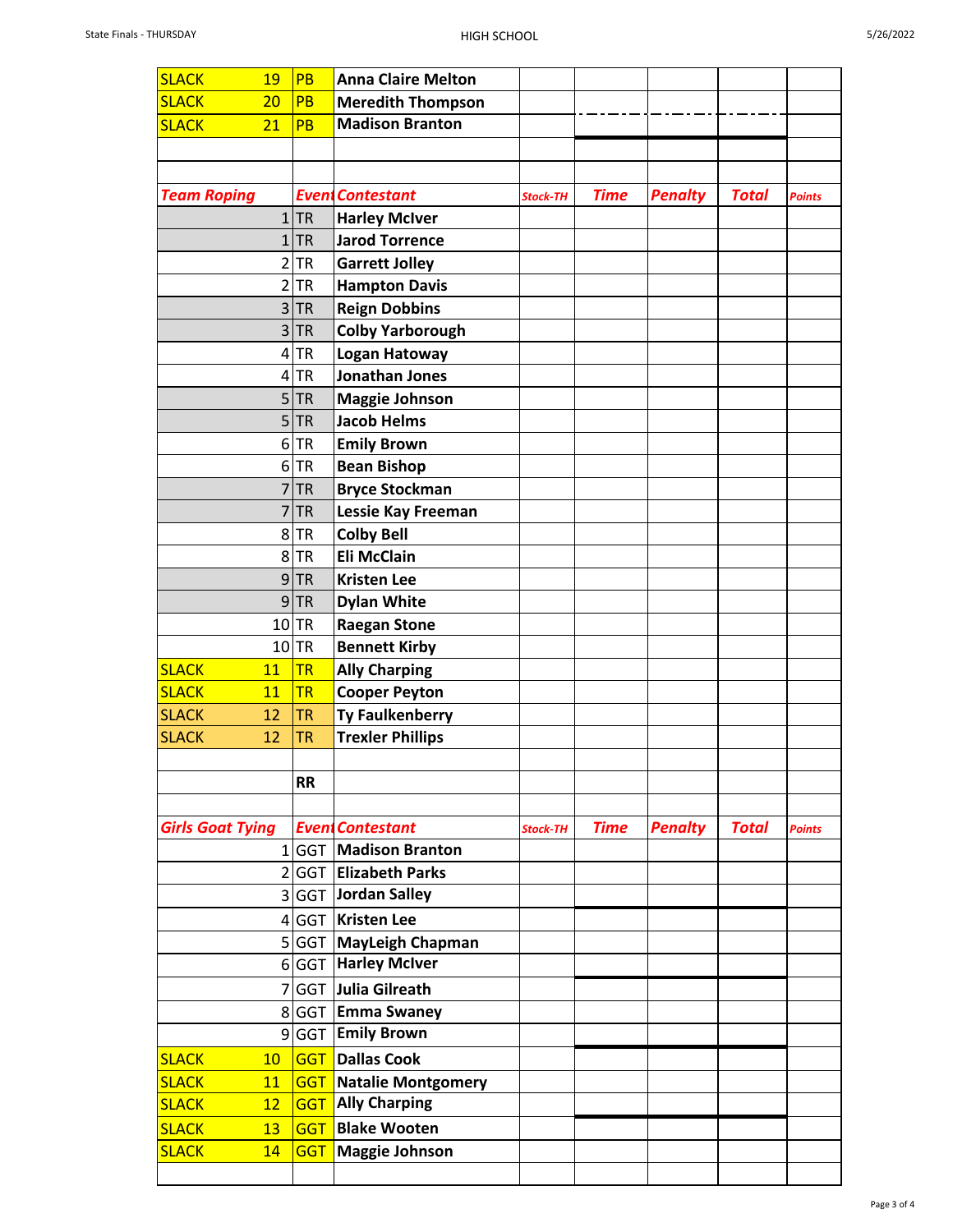| | | | | | | | | |
|---|---|---|---|---|---|---|---|---|
| SLACK 19 | PB | **Anna Claire Melton** | | | | | | |
| SLACK 20 | PB | **Meredith Thompson** | | | | | | |
| SLACK 21 | PB | **Madison Branton** | | | | | | |
| | | | | | | | | |
| | | | | | | | | |
| ***Team Roping*** | ***Event*** | ***Contestant*** | ***Stock-TH*** | ***Time*** | ***Penalty*** | ***Total*** | ***Points*** |
| 1 | TR | **Harley McIver** | | | | | |
| 1 | TR | **Jarod Torrence** | | | | | |
| 2 | TR | **Garrett Jolley** | | | | | |
| 2 | TR | **Hampton Davis** | | | | | |
| 3 | TR | **Reign Dobbins** | | | | | |
| 3 | TR | **Colby Yarborough** | | | | | |
| 4 | TR | **Logan Hatoway** | | | | | |
| 4 | TR | **Jonathan Jones** | | | | | |
| 5 | TR | **Maggie Johnson** | | | | | |
| 5 | TR | **Jacob Helms** | | | | | |
| 6 | TR | **Emily Brown** | | | | | |
| 6 | TR | **Bean Bishop** | | | | | |
| 7 | TR | **Bryce Stockman** | | | | | |
| 7 | TR | **Lessie Kay Freeman** | | | | | |
| 8 | TR | **Colby Bell** | | | | | |
| 8 | TR | **Eli McClain** | | | | | |
| 9 | TR | **Kristen Lee** | | | | | |
| 9 | TR | **Dylan White** | | | | | |
| 10 | TR | **Raegan Stone** | | | | | |
| 10 | TR | **Bennett Kirby** | | | | | |
| SLACK 11 | TR | **Ally Charping** | | | | | |
| SLACK 11 | TR | **Cooper Peyton** | | | | | |
| SLACK 12 | TR | **Ty Faulkenberry** | | | | | |
| SLACK 12 | TR | **Trexler Phillips** | | | | | |
| | | | | | | | |
| | **RR** | | | | | | |
| | | | | | | | |
| ***Girls Goat Tying*** | ***Event*** | ***Contestant*** | ***Stock-TH*** | ***Time*** | ***Penalty*** | ***Total*** | ***Points*** |
| 1 | GGT | **Madison Branton** | | | | | |
| 2 | GGT | **Elizabeth Parks** | | | | | |
| 3 | GGT | **Jordan Salley** | | | | | |
| 4 | GGT | **Kristen Lee** | | | | | |
| 5 | GGT | **MayLeigh Chapman** | | | | | |
| 6 | GGT | **Harley McIver** | | | | | |
| 7 | GGT | **Julia Gilreath** | | | | | |
| 8 | GGT | **Emma Swaney** | | | | | |
| 9 | GGT | **Emily Brown** | | | | | |
| SLACK 10 | GGT | **Dallas Cook** | | | | | |
| SLACK 11 | GGT | **Natalie Montgomery** | | | | | |
| SLACK 12 | GGT | **Ally Charping** | | | | | |
| SLACK 13 | GGT | **Blake Wooten** | | | | | |
| SLACK 14 | GGT | **Maggie Johnson** | | | | | |
| | | | | | | | |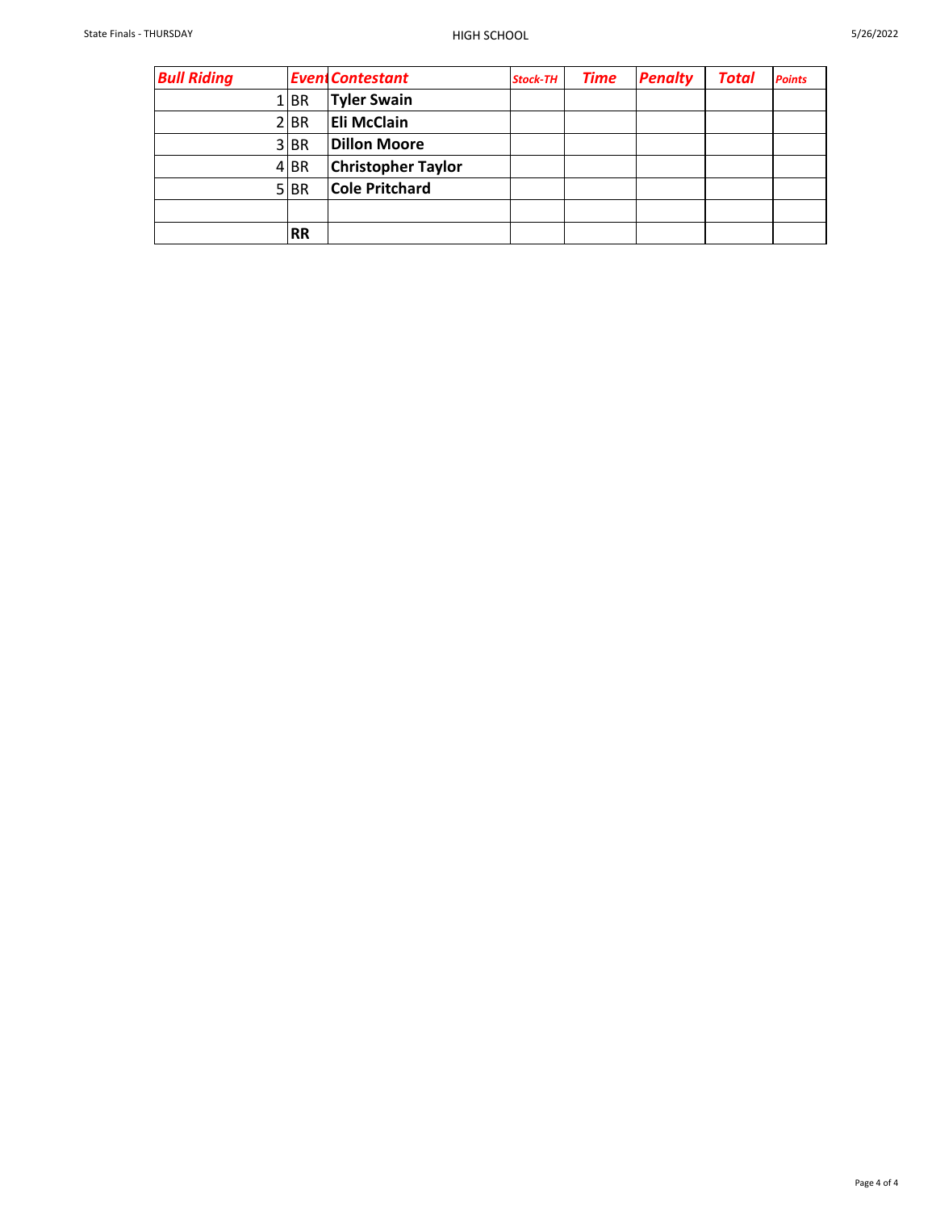| Bull Riding | Event | Contestant | Stock-TH | Time | Penalty | Total | Points |
|---|---|---|---|---|---|---|---|
| 1 | BR | **Tyler Swain** | | | | | |
| 2 | BR | **Eli McClain** | | | | | |
| 3 | BR | **Dillon Moore** | | | | | |
| 4 | BR | **Christopher Taylor** | | | | | |
| 5 | BR | **Cole Pritchard** | | | | | |
| | | | | | | | |
| | **RR** | | | | | | |